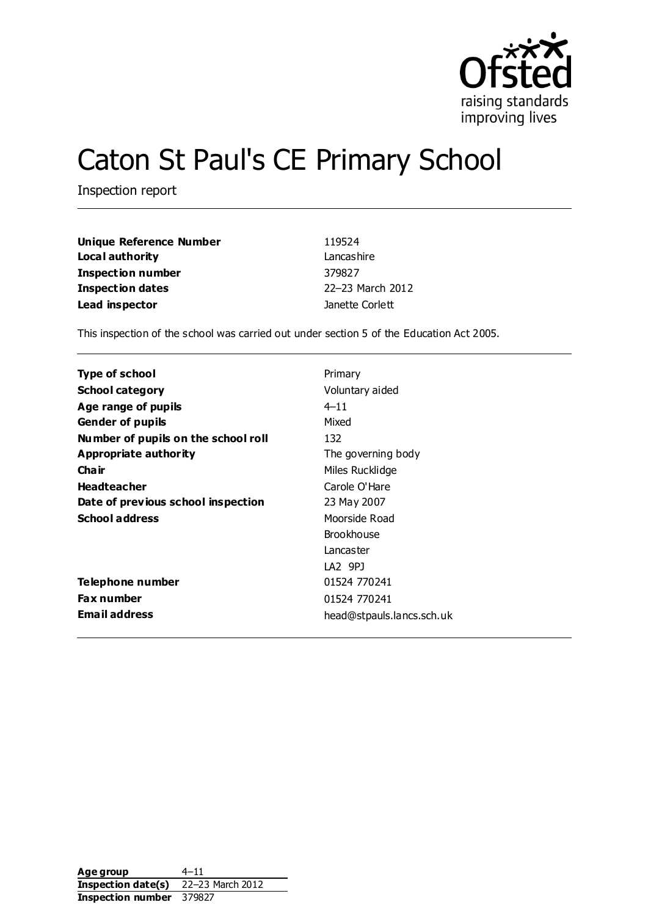# Caton St Paul's CE Primary School

Inspection report

| | |
|---|---|
| **Unique Reference Number** | 119524 |
| **Local authority** | Lancashire |
| **Inspection number** | 379827 |
| **Inspection dates** | 22–23 March 2012 |
| **Lead inspector** | Janette Corlett |

This inspection of the school was carried out under section 5 of the Education Act 2005.

| | |
|---|---|
| **Type of school** | Primary |
| **School category** | Voluntary aided |
| **Age range of pupils** | 4–11 |
| **Gender of pupils** | Mixed |
| **Number of pupils on the school roll** | 132 |
| **Appropriate authority** | The governing body |
| **Chair** | Miles Rucklidge |
| **Headteacher** | Carole O'Hare |
| **Date of previous school inspection** | 23 May 2007 |
| **School address** | Moorside Road<br>Brookhouse<br>Lancaster<br>LA2 9PJ |
| **Telephone number** | 01524 770241 |
| **Fax number** | 01524 770241 |
| **Email address** | head@stpauls.lancs.sch.uk |

| | |
|---|---|
| **Age group** | 4–11 |
| **Inspection date(s)** | 22–23 March 2012 |
| **Inspection number** | 379827 |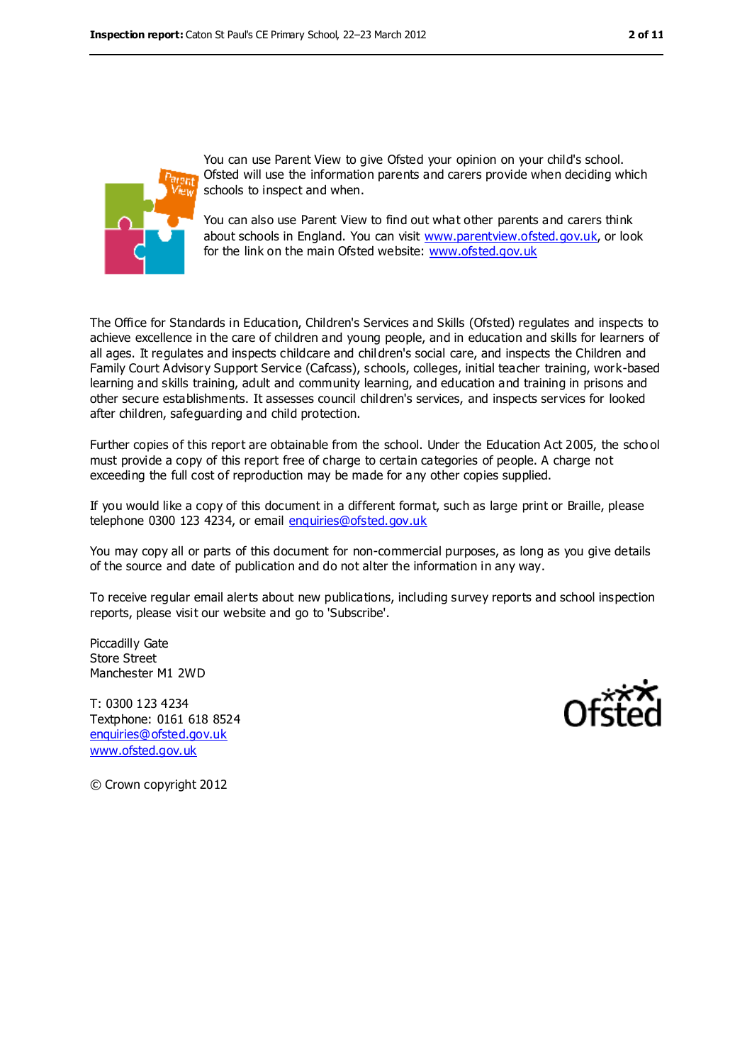You can use Parent View to give Ofsted your opinion on your child's school. Ofsted will use the information parents and carers provide when deciding which schools to inspect and when.

You can also use Parent View to find out what other parents and carers think about schools in England. You can visit www.parentview.ofsted.gov.uk, or look for the link on the main Ofsted website: www.ofsted.gov.uk

The Office for Standards in Education, Children's Services and Skills (Ofsted) regulates and inspects to achieve excellence in the care of children and young people, and in education and skills for learners of all ages. It regulates and inspects childcare and children's social care, and inspects the Children and Family Court Advisory Support Service (Cafcass), schools, colleges, initial teacher training, work-based learning and skills training, adult and community learning, and education and training in prisons and other secure establishments. It assesses council children's services, and inspects services for looked after children, safeguarding and child protection.

Further copies of this report are obtainable from the school. Under the Education Act 2005, the school must provide a copy of this report free of charge to certain categories of people. A charge not exceeding the full cost of reproduction may be made for any other copies supplied.

If you would like a copy of this document in a different format, such as large print or Braille, please telephone 0300 123 4234, or email enquiries@ofsted.gov.uk

You may copy all or parts of this document for non-commercial purposes, as long as you give details of the source and date of publication and do not alter the information in any way.

To receive regular email alerts about new publications, including survey reports and school inspection reports, please visit our website and go to 'Subscribe'.

Piccadilly Gate
Store Street
Manchester M1 2WD

T: 0300 123 4234
Textphone: 0161 618 8524
enquiries@ofsted.gov.uk
www.ofsted.gov.uk

© Crown copyright 2012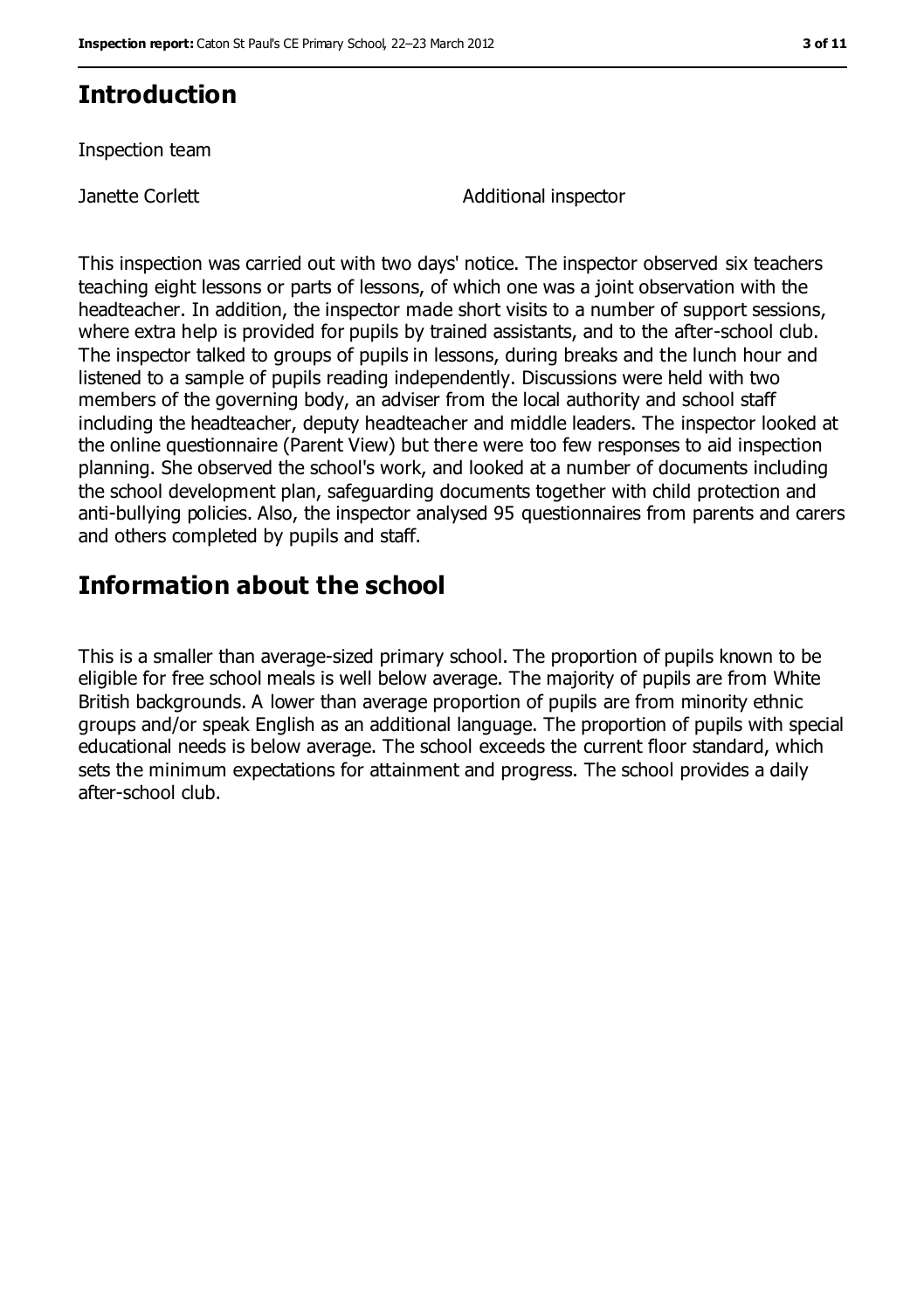## Introduction

Inspection team

Janette Corlett Additional inspector

This inspection was carried out with two days' notice. The inspector observed six teachers teaching eight lessons or parts of lessons, of which one was a joint observation with the headteacher. In addition, the inspector made short visits to a number of support sessions, where extra help is provided for pupils by trained assistants, and to the after-school club. The inspector talked to groups of pupils in lessons, during breaks and the lunch hour and listened to a sample of pupils reading independently. Discussions were held with two members of the governing body, an adviser from the local authority and school staff including the headteacher, deputy headteacher and middle leaders. The inspector looked at the online questionnaire (Parent View) but there were too few responses to aid inspection planning. She observed the school's work, and looked at a number of documents including the school development plan, safeguarding documents together with child protection and anti-bullying policies. Also, the inspector analysed 95 questionnaires from parents and carers and others completed by pupils and staff.

## Information about the school

This is a smaller than average-sized primary school. The proportion of pupils known to be eligible for free school meals is well below average. The majority of pupils are from White British backgrounds. A lower than average proportion of pupils are from minority ethnic groups and/or speak English as an additional language. The proportion of pupils with special educational needs is below average. The school exceeds the current floor standard, which sets the minimum expectations for attainment and progress. The school provides a daily after-school club.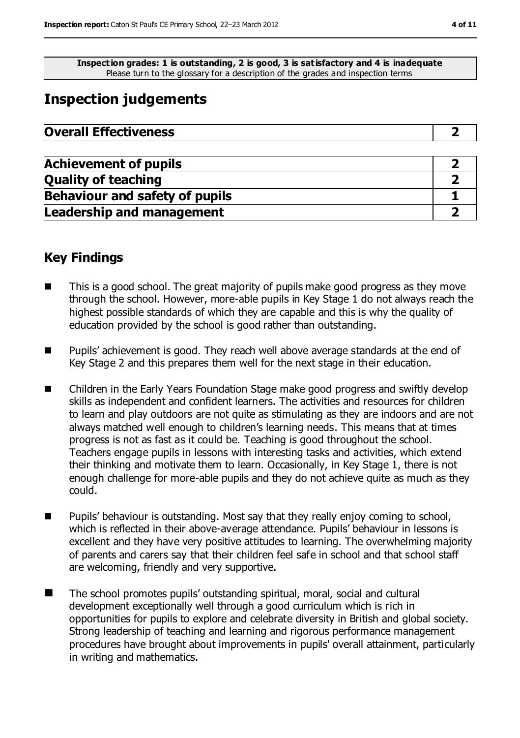**Inspection grades: 1 is outstanding, 2 is good, 3 is satisfactory and 4 is inadequate**
Please turn to the glossary for a description of the grades and inspection terms

# Inspection judgements

| **Overall Effectiveness** | **2** |
| --- | --- |

| **Achievement of pupils** | **2** |
| --- | --- |
| **Quality of teaching** | **2** |
| **Behaviour and safety of pupils** | **1** |
| **Leadership and management** | **2** |

## Key Findings

- This is a good school. The great majority of pupils make good progress as they move through the school. However, more-able pupils in Key Stage 1 do not always reach the highest possible standards of which they are capable and this is why the quality of education provided by the school is good rather than outstanding.
- Pupils' achievement is good. They reach well above average standards at the end of Key Stage 2 and this prepares them well for the next stage in their education.
- Children in the Early Years Foundation Stage make good progress and swiftly develop skills as independent and confident learners. The activities and resources for children to learn and play outdoors are not quite as stimulating as they are indoors and are not always matched well enough to children's learning needs. This means that at times progress is not as fast as it could be. Teaching is good throughout the school. Teachers engage pupils in lessons with interesting tasks and activities, which extend their thinking and motivate them to learn. Occasionally, in Key Stage 1, there is not enough challenge for more-able pupils and they do not achieve quite as much as they could.
- Pupils' behaviour is outstanding. Most say that they really enjoy coming to school, which is reflected in their above-average attendance. Pupils' behaviour in lessons is excellent and they have very positive attitudes to learning. The overwhelming majority of parents and carers say that their children feel safe in school and that school staff are welcoming, friendly and very supportive.
- The school promotes pupils' outstanding spiritual, moral, social and cultural development exceptionally well through a good curriculum which is rich in opportunities for pupils to explore and celebrate diversity in British and global society. Strong leadership of teaching and learning and rigorous performance management procedures have brought about improvements in pupils' overall attainment, particularly in writing and mathematics.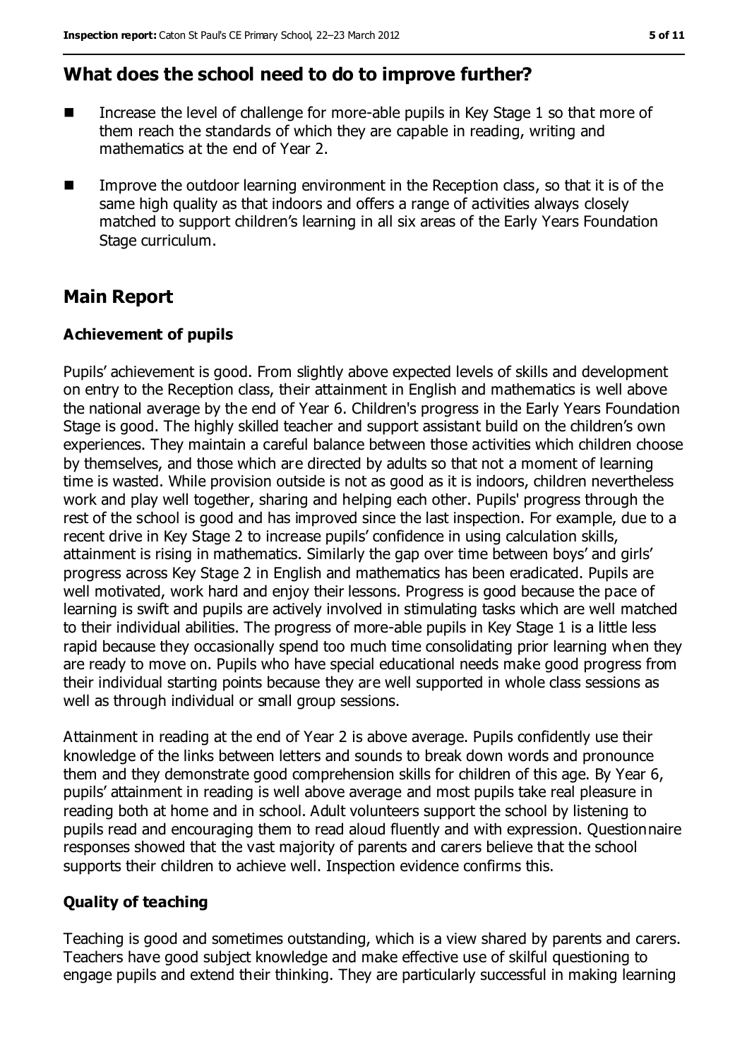## What does the school need to do to improve further?

- Increase the level of challenge for more-able pupils in Key Stage 1 so that more of them reach the standards of which they are capable in reading, writing and mathematics at the end of Year 2.
- Improve the outdoor learning environment in the Reception class, so that it is of the same high quality as that indoors and offers a range of activities always closely matched to support children's learning in all six areas of the Early Years Foundation Stage curriculum.

## Main Report

### Achievement of pupils

Pupils' achievement is good. From slightly above expected levels of skills and development on entry to the Reception class, their attainment in English and mathematics is well above the national average by the end of Year 6. Children's progress in the Early Years Foundation Stage is good. The highly skilled teacher and support assistant build on the children's own experiences. They maintain a careful balance between those activities which children choose by themselves, and those which are directed by adults so that not a moment of learning time is wasted. While provision outside is not as good as it is indoors, children nevertheless work and play well together, sharing and helping each other. Pupils' progress through the rest of the school is good and has improved since the last inspection. For example, due to a recent drive in Key Stage 2 to increase pupils' confidence in using calculation skills, attainment is rising in mathematics. Similarly the gap over time between boys' and girls' progress across Key Stage 2 in English and mathematics has been eradicated. Pupils are well motivated, work hard and enjoy their lessons. Progress is good because the pace of learning is swift and pupils are actively involved in stimulating tasks which are well matched to their individual abilities. The progress of more-able pupils in Key Stage 1 is a little less rapid because they occasionally spend too much time consolidating prior learning when they are ready to move on. Pupils who have special educational needs make good progress from their individual starting points because they are well supported in whole class sessions as well as through individual or small group sessions.

Attainment in reading at the end of Year 2 is above average. Pupils confidently use their knowledge of the links between letters and sounds to break down words and pronounce them and they demonstrate good comprehension skills for children of this age. By Year 6, pupils' attainment in reading is well above average and most pupils take real pleasure in reading both at home and in school. Adult volunteers support the school by listening to pupils read and encouraging them to read aloud fluently and with expression. Questionnaire responses showed that the vast majority of parents and carers believe that the school supports their children to achieve well. Inspection evidence confirms this.

### Quality of teaching

Teaching is good and sometimes outstanding, which is a view shared by parents and carers. Teachers have good subject knowledge and make effective use of skilful questioning to engage pupils and extend their thinking. They are particularly successful in making learning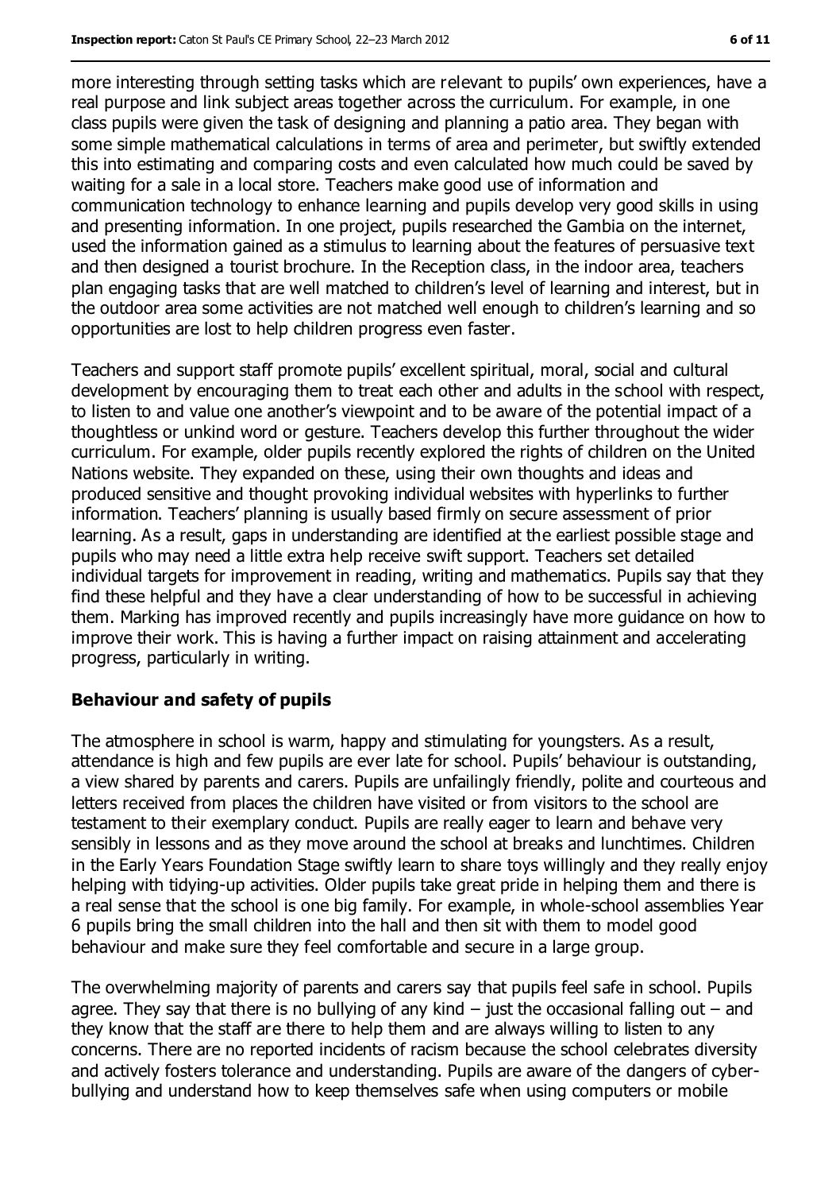more interesting through setting tasks which are relevant to pupils' own experiences, have a real purpose and link subject areas together across the curriculum. For example, in one class pupils were given the task of designing and planning a patio area. They began with some simple mathematical calculations in terms of area and perimeter, but swiftly extended this into estimating and comparing costs and even calculated how much could be saved by waiting for a sale in a local store. Teachers make good use of information and communication technology to enhance learning and pupils develop very good skills in using and presenting information. In one project, pupils researched the Gambia on the internet, used the information gained as a stimulus to learning about the features of persuasive text and then designed a tourist brochure. In the Reception class, in the indoor area, teachers plan engaging tasks that are well matched to children's level of learning and interest, but in the outdoor area some activities are not matched well enough to children's learning and so opportunities are lost to help children progress even faster.

Teachers and support staff promote pupils' excellent spiritual, moral, social and cultural development by encouraging them to treat each other and adults in the school with respect, to listen to and value one another's viewpoint and to be aware of the potential impact of a thoughtless or unkind word or gesture. Teachers develop this further throughout the wider curriculum. For example, older pupils recently explored the rights of children on the United Nations website. They expanded on these, using their own thoughts and ideas and produced sensitive and thought provoking individual websites with hyperlinks to further information. Teachers' planning is usually based firmly on secure assessment of prior learning. As a result, gaps in understanding are identified at the earliest possible stage and pupils who may need a little extra help receive swift support. Teachers set detailed individual targets for improvement in reading, writing and mathematics. Pupils say that they find these helpful and they have a clear understanding of how to be successful in achieving them. Marking has improved recently and pupils increasingly have more guidance on how to improve their work. This is having a further impact on raising attainment and accelerating progress, particularly in writing.

## Behaviour and safety of pupils

The atmosphere in school is warm, happy and stimulating for youngsters. As a result, attendance is high and few pupils are ever late for school. Pupils' behaviour is outstanding, a view shared by parents and carers. Pupils are unfailingly friendly, polite and courteous and letters received from places the children have visited or from visitors to the school are testament to their exemplary conduct. Pupils are really eager to learn and behave very sensibly in lessons and as they move around the school at breaks and lunchtimes. Children in the Early Years Foundation Stage swiftly learn to share toys willingly and they really enjoy helping with tidying-up activities. Older pupils take great pride in helping them and there is a real sense that the school is one big family. For example, in whole-school assemblies Year 6 pupils bring the small children into the hall and then sit with them to model good behaviour and make sure they feel comfortable and secure in a large group.

The overwhelming majority of parents and carers say that pupils feel safe in school. Pupils agree. They say that there is no bullying of any kind – just the occasional falling out – and they know that the staff are there to help them and are always willing to listen to any concerns. There are no reported incidents of racism because the school celebrates diversity and actively fosters tolerance and understanding. Pupils are aware of the dangers of cyber-bullying and understand how to keep themselves safe when using computers or mobile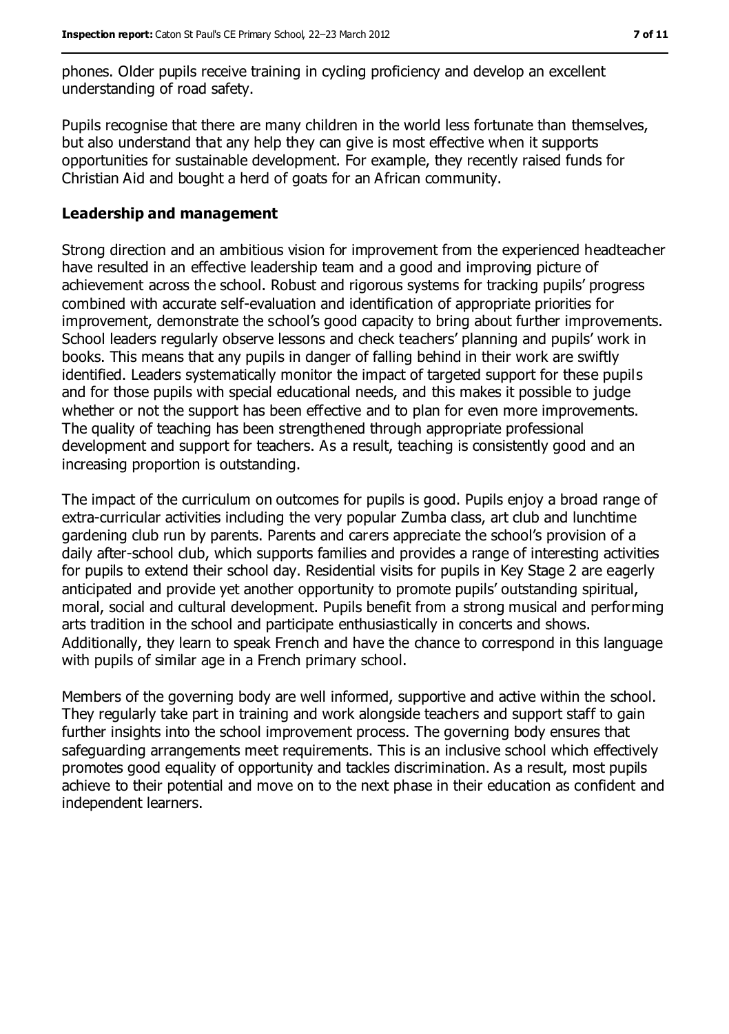phones. Older pupils receive training in cycling proficiency and develop an excellent understanding of road safety.

Pupils recognise that there are many children in the world less fortunate than themselves, but also understand that any help they can give is most effective when it supports opportunities for sustainable development. For example, they recently raised funds for Christian Aid and bought a herd of goats for an African community.

### Leadership and management

Strong direction and an ambitious vision for improvement from the experienced headteacher have resulted in an effective leadership team and a good and improving picture of achievement across the school. Robust and rigorous systems for tracking pupils' progress combined with accurate self-evaluation and identification of appropriate priorities for improvement, demonstrate the school's good capacity to bring about further improvements. School leaders regularly observe lessons and check teachers' planning and pupils' work in books. This means that any pupils in danger of falling behind in their work are swiftly identified. Leaders systematically monitor the impact of targeted support for these pupils and for those pupils with special educational needs, and this makes it possible to judge whether or not the support has been effective and to plan for even more improvements. The quality of teaching has been strengthened through appropriate professional development and support for teachers. As a result, teaching is consistently good and an increasing proportion is outstanding.

The impact of the curriculum on outcomes for pupils is good. Pupils enjoy a broad range of extra-curricular activities including the very popular Zumba class, art club and lunchtime gardening club run by parents. Parents and carers appreciate the school's provision of a daily after-school club, which supports families and provides a range of interesting activities for pupils to extend their school day. Residential visits for pupils in Key Stage 2 are eagerly anticipated and provide yet another opportunity to promote pupils' outstanding spiritual, moral, social and cultural development. Pupils benefit from a strong musical and performing arts tradition in the school and participate enthusiastically in concerts and shows. Additionally, they learn to speak French and have the chance to correspond in this language with pupils of similar age in a French primary school.

Members of the governing body are well informed, supportive and active within the school. They regularly take part in training and work alongside teachers and support staff to gain further insights into the school improvement process. The governing body ensures that safeguarding arrangements meet requirements. This is an inclusive school which effectively promotes good equality of opportunity and tackles discrimination. As a result, most pupils achieve to their potential and move on to the next phase in their education as confident and independent learners.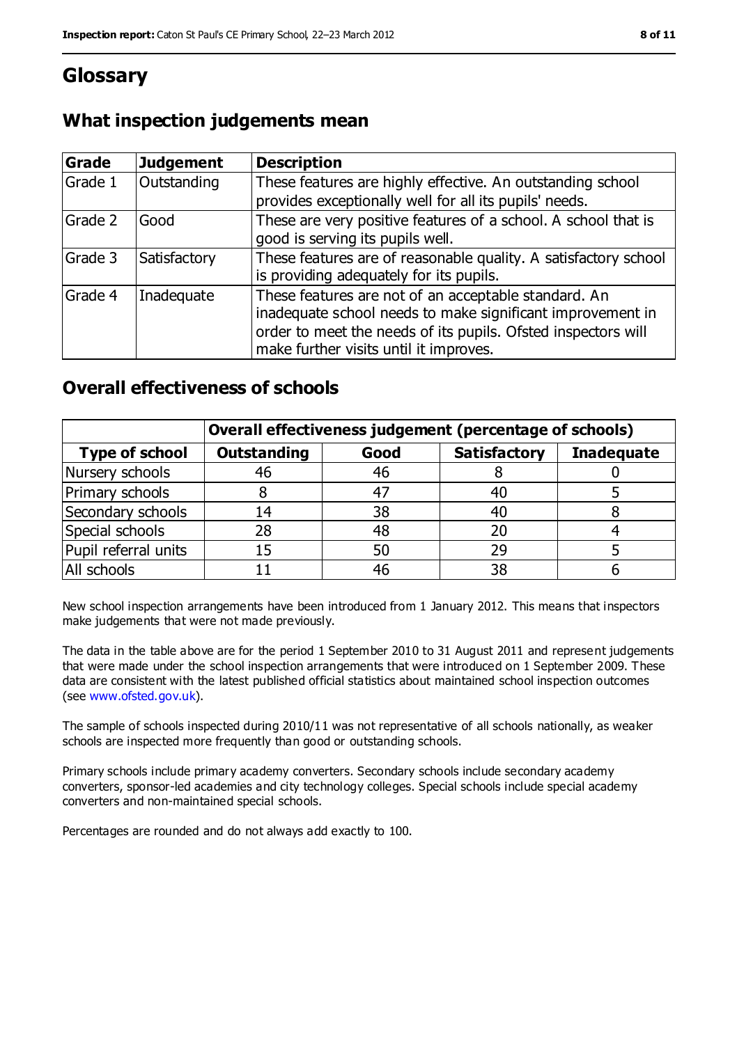# Glossary

## What inspection judgements mean

| Grade | Judgement | Description |
|---|---|---|
| Grade 1 | Outstanding | These features are highly effective. An outstanding school provides exceptionally well for all its pupils' needs. |
| Grade 2 | Good | These are very positive features of a school. A school that is good is serving its pupils well. |
| Grade 3 | Satisfactory | These features are of reasonable quality. A satisfactory school is providing adequately for its pupils. |
| Grade 4 | Inadequate | These features are not of an acceptable standard. An inadequate school needs to make significant improvement in order to meet the needs of its pupils. Ofsted inspectors will make further visits until it improves. |

## Overall effectiveness of schools

| | Overall effectiveness judgement (percentage of schools) | | | |
|---|---|---|---|---|
| **Type of school** | **Outstanding** | **Good** | **Satisfactory** | **Inadequate** |
| Nursery schools | 46 | 46 | 8 | 0 |
| Primary schools | 8 | 47 | 40 | 5 |
| Secondary schools | 14 | 38 | 40 | 8 |
| Special schools | 28 | 48 | 20 | 4 |
| Pupil referral units | 15 | 50 | 29 | 5 |
| All schools | 11 | 46 | 38 | 6 |

New school inspection arrangements have been introduced from 1 January 2012. This means that inspectors make judgements that were not made previously.

The data in the table above are for the period 1 September 2010 to 31 August 2011 and represent judgements that were made under the school inspection arrangements that were introduced on 1 September 2009. These data are consistent with the latest published official statistics about maintained school inspection outcomes (see www.ofsted.gov.uk).

The sample of schools inspected during 2010/11 was not representative of all schools nationally, as weaker schools are inspected more frequently than good or outstanding schools.

Primary schools include primary academy converters. Secondary schools include secondary academy converters, sponsor-led academies and city technology colleges. Special schools include special academy converters and non-maintained special schools.

Percentages are rounded and do not always add exactly to 100.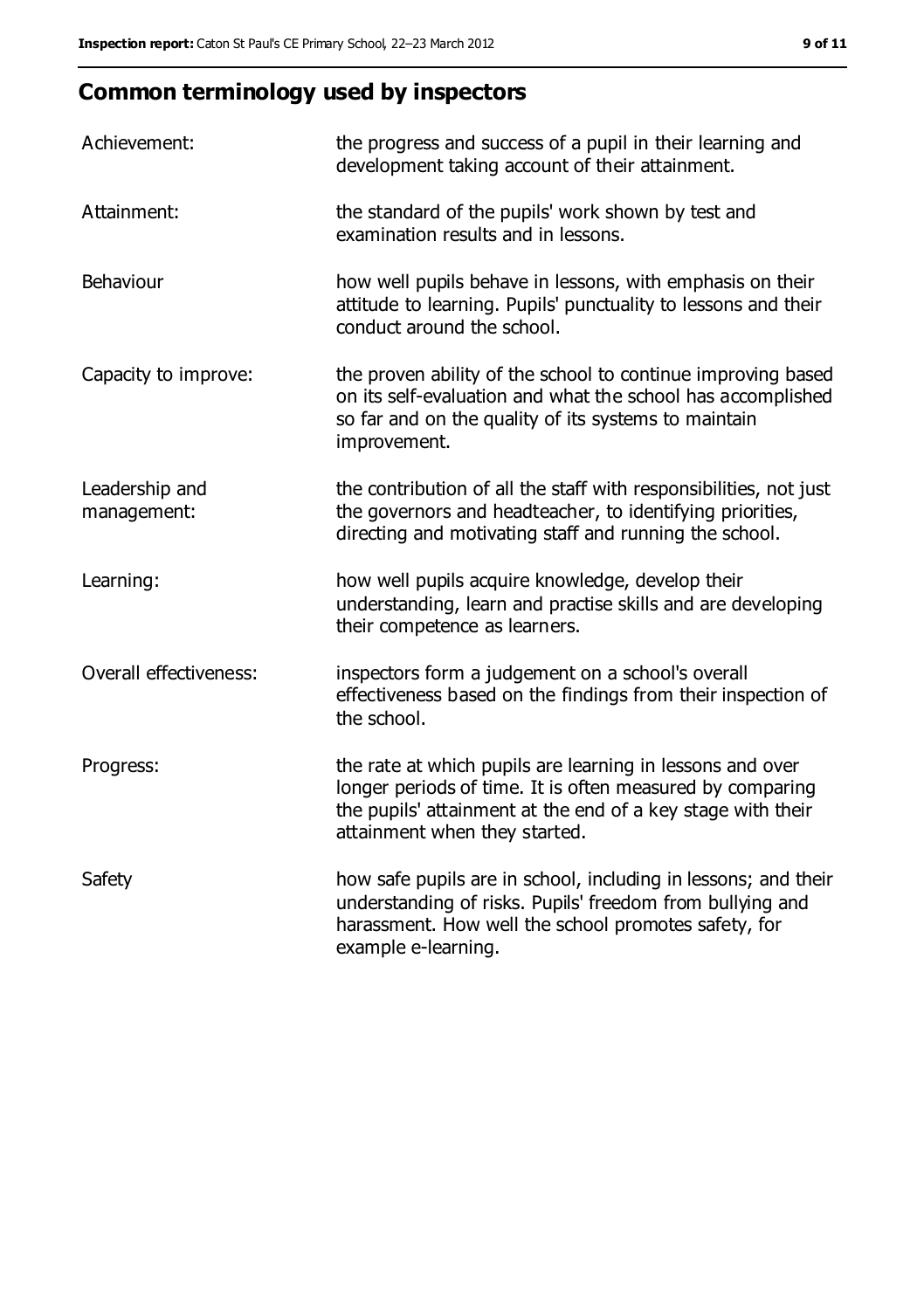## Common terminology used by inspectors

| | |
|---|---|
| Achievement: | the progress and success of a pupil in their learning and development taking account of their attainment. |
| Attainment: | the standard of the pupils' work shown by test and examination results and in lessons. |
| Behaviour | how well pupils behave in lessons, with emphasis on their attitude to learning. Pupils' punctuality to lessons and their conduct around the school. |
| Capacity to improve: | the proven ability of the school to continue improving based on its self-evaluation and what the school has accomplished so far and on the quality of its systems to maintain improvement. |
| Leadership and management: | the contribution of all the staff with responsibilities, not just the governors and headteacher, to identifying priorities, directing and motivating staff and running the school. |
| Learning: | how well pupils acquire knowledge, develop their understanding, learn and practise skills and are developing their competence as learners. |
| Overall effectiveness: | inspectors form a judgement on a school's overall effectiveness based on the findings from their inspection of the school. |
| Progress: | the rate at which pupils are learning in lessons and over longer periods of time. It is often measured by comparing the pupils' attainment at the end of a key stage with their attainment when they started. |
| Safety | how safe pupils are in school, including in lessons; and their understanding of risks. Pupils' freedom from bullying and harassment. How well the school promotes safety, for example e-learning. |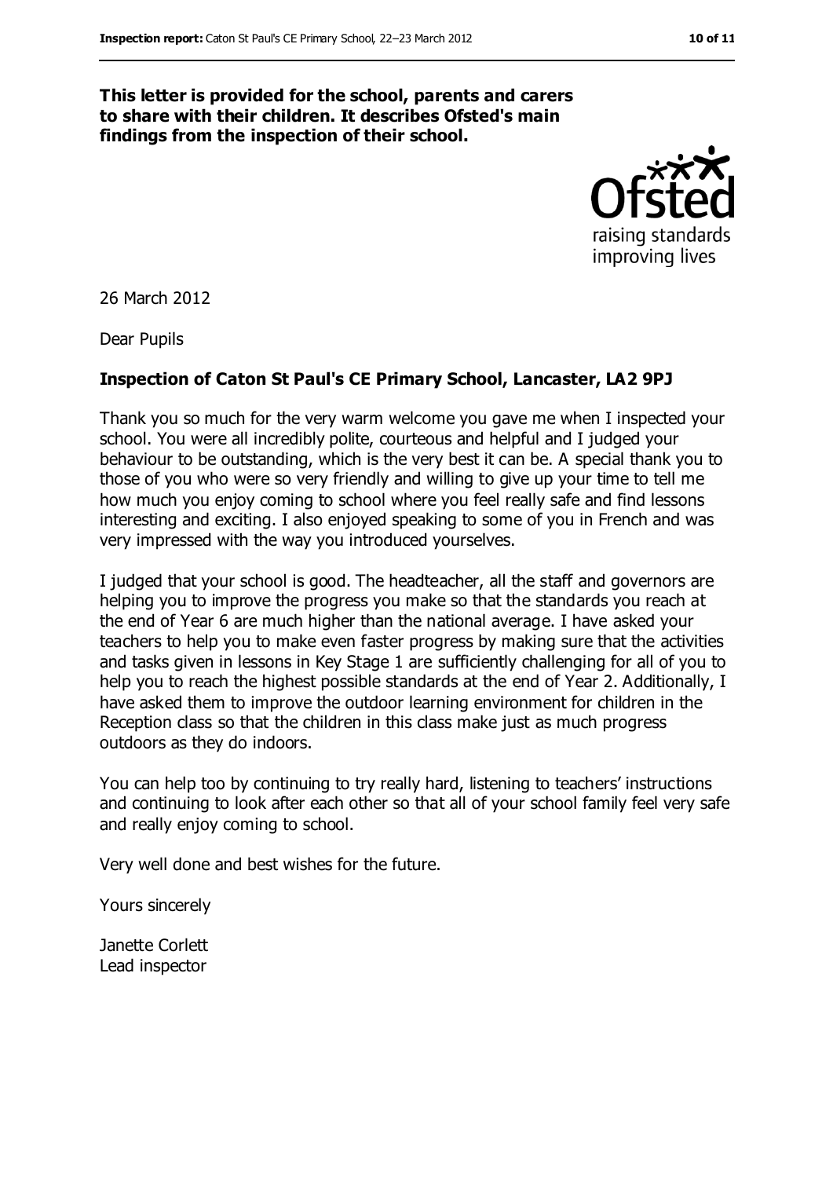**This letter is provided for the school, parents and carers to share with their children. It describes Ofsted's main findings from the inspection of their school.**

26 March 2012

Dear Pupils

**Inspection of Caton St Paul's CE Primary School, Lancaster, LA2 9PJ**

Thank you so much for the very warm welcome you gave me when I inspected your school. You were all incredibly polite, courteous and helpful and I judged your behaviour to be outstanding, which is the very best it can be. A special thank you to those of you who were so very friendly and willing to give up your time to tell me how much you enjoy coming to school where you feel really safe and find lessons interesting and exciting. I also enjoyed speaking to some of you in French and was very impressed with the way you introduced yourselves.

I judged that your school is good. The headteacher, all the staff and governors are helping you to improve the progress you make so that the standards you reach at the end of Year 6 are much higher than the national average. I have asked your teachers to help you to make even faster progress by making sure that the activities and tasks given in lessons in Key Stage 1 are sufficiently challenging for all of you to help you to reach the highest possible standards at the end of Year 2. Additionally, I have asked them to improve the outdoor learning environment for children in the Reception class so that the children in this class make just as much progress outdoors as they do indoors.

You can help too by continuing to try really hard, listening to teachers' instructions and continuing to look after each other so that all of your school family feel very safe and really enjoy coming to school.

Very well done and best wishes for the future.

Yours sincerely

Janette Corlett
Lead inspector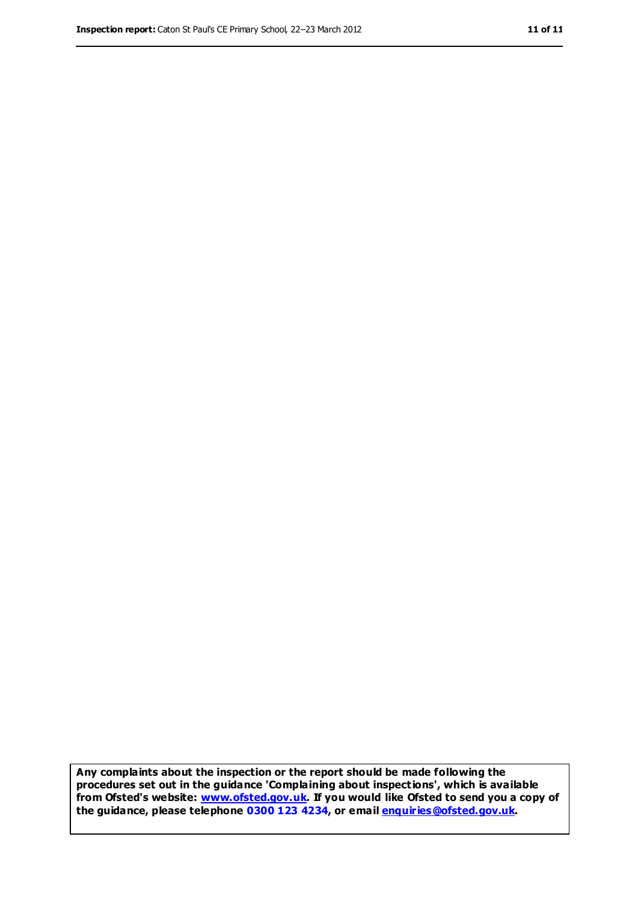**Any complaints about the inspection or the report should be made following the procedures set out in the guidance 'Complaining about inspections', which is available from Ofsted's website: www.ofsted.gov.uk. If you would like Ofsted to send you a copy of the guidance, please telephone 0300 123 4234, or email enquiries@ofsted.gov.uk.**